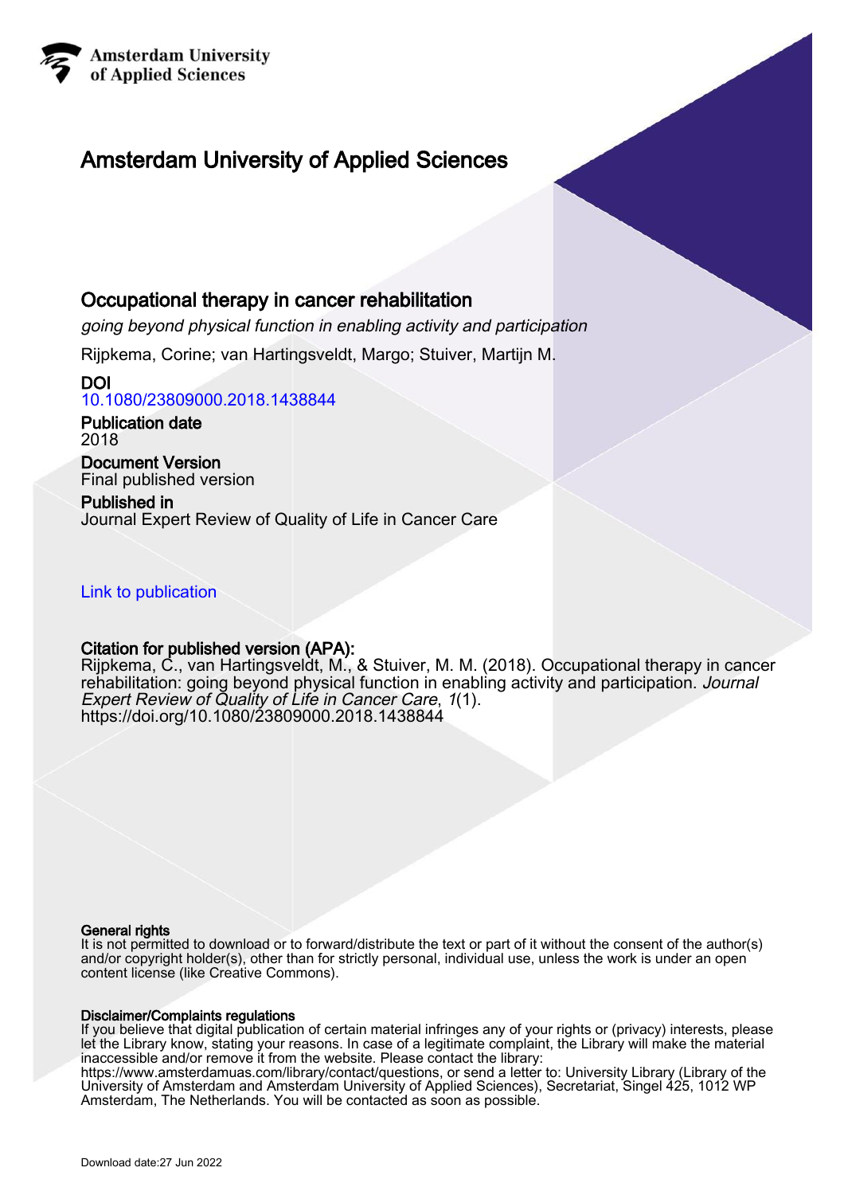Amsterdam University of Applied Sciences

# Amsterdam University of Applied Sciences

## Occupational therapy in cancer rehabilitation

*going beyond physical function in enabling activity and participation*

Rijpkema, Corine; van Hartingsveldt, Margo; Stuiver, Martijn M.

**DOI**
10.1080/23809000.2018.1438844

**Publication date**
2018

**Document Version**
Final published version

**Published in**
Journal Expert Review of Quality of Life in Cancer Care

Link to publication

**Citation for published version (APA):**
Rijpkema, C., van Hartingsveldt, M., & Stuiver, M. M. (2018). Occupational therapy in cancer rehabilitation: going beyond physical function in enabling activity and participation. *Journal Expert Review of Quality of Life in Cancer Care*, *1*(1). https://doi.org/10.1080/23809000.2018.1438844

**General rights**
It is not permitted to download or to forward/distribute the text or part of it without the consent of the author(s) and/or copyright holder(s), other than for strictly personal, individual use, unless the work is under an open content license (like Creative Commons).

**Disclaimer/Complaints regulations**
If you believe that digital publication of certain material infringes any of your rights or (privacy) interests, please let the Library know, stating your reasons. In case of a legitimate complaint, the Library will make the material inaccessible and/or remove it from the website. Please contact the library: https://www.amsterdamuas.com/library/contact/questions, or send a letter to: University Library (Library of the University of Amsterdam and Amsterdam University of Applied Sciences), Secretariat, Singel 425, 1012 WP Amsterdam, The Netherlands. You will be contacted as soon as possible.

Download date:27 Jun 2022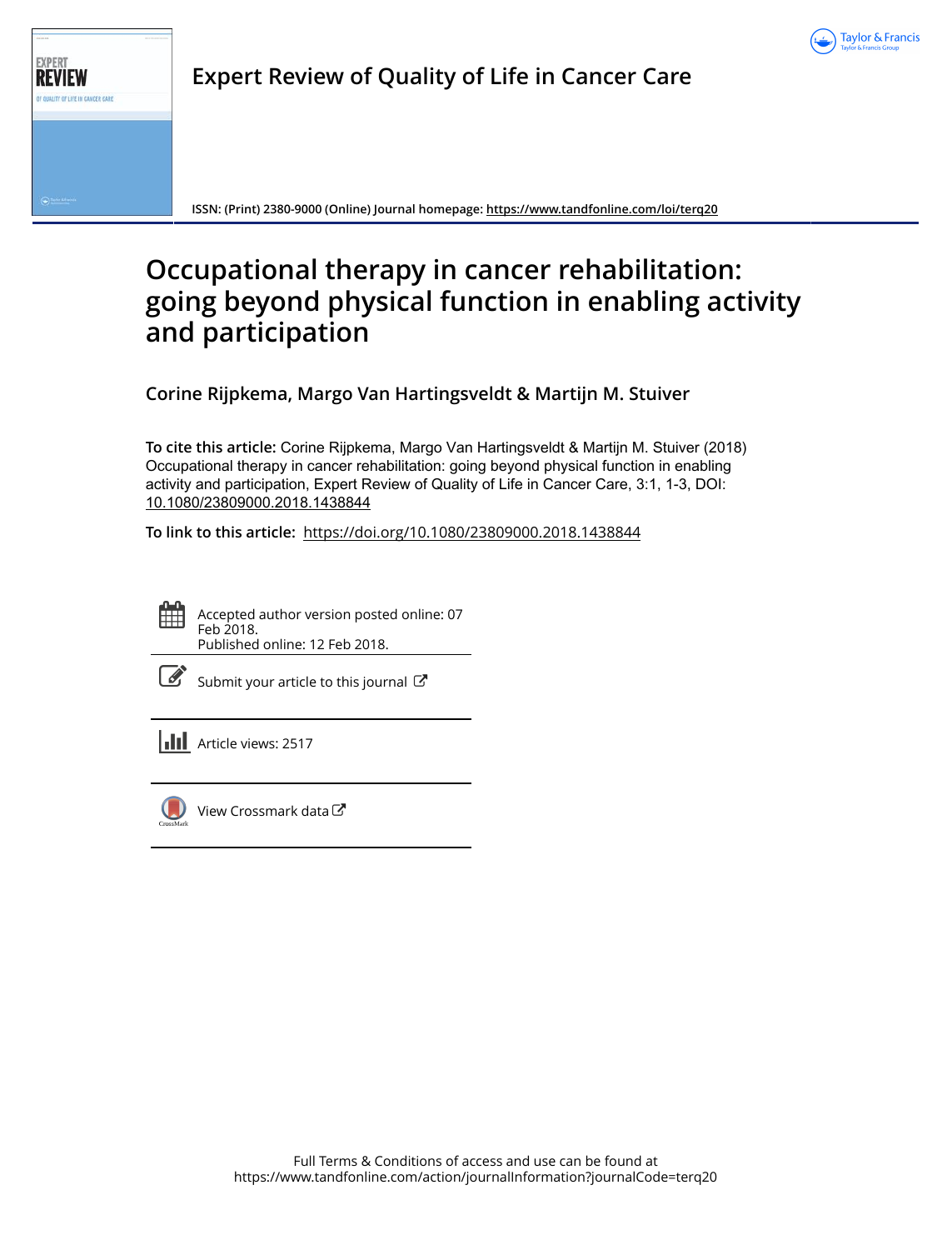Expert Review of Quality of Life in Cancer Care

ISSN: (Print) 2380-9000 (Online) Journal homepage: https://www.tandfonline.com/loi/terq20

# Occupational therapy in cancer rehabilitation: going beyond physical function in enabling activity and participation

**Corine Rijpkema, Margo Van Hartingsveldt & Martijn M. Stuiver**

**To cite this article:** Corine Rijpkema, Margo Van Hartingsveldt & Martijn M. Stuiver (2018) Occupational therapy in cancer rehabilitation: going beyond physical function in enabling activity and participation, Expert Review of Quality of Life in Cancer Care, 3:1, 1-3, DOI: 10.1080/23809000.2018.1438844

**To link to this article:** https://doi.org/10.1080/23809000.2018.1438844

Accepted author version posted online: 07 Feb 2018.
Published online: 12 Feb 2018.

Submit your article to this journal

Article views: 2517

View Crossmark data

Full Terms & Conditions of access and use can be found at
https://www.tandfonline.com/action/journalInformation?journalCode=terq20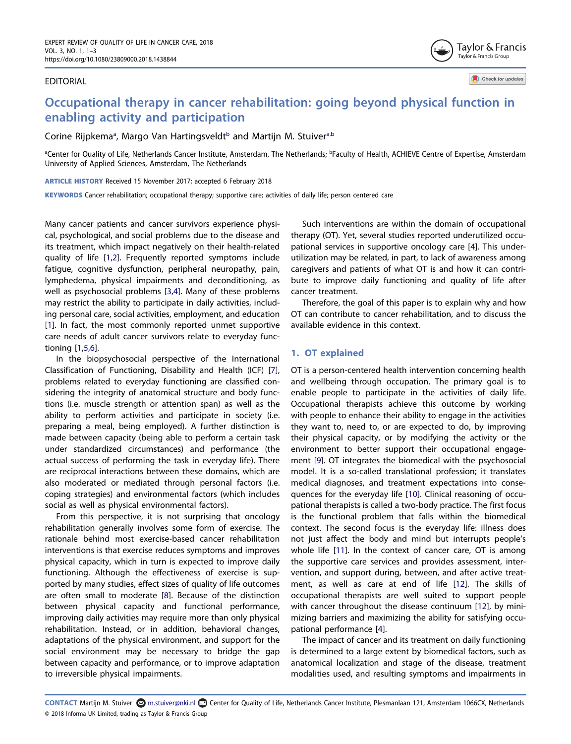EDITORIAL

# Occupational therapy in cancer rehabilitation: going beyond physical function in enabling activity and participation

Corine Rijpkema[a], Margo Van Hartingsveldt[b] and Martijn M. Stuiver[a,b]

[a]Center for Quality of Life, Netherlands Cancer Institute, Amsterdam, The Netherlands; [b]Faculty of Health, ACHIEVE Centre of Expertise, Amsterdam University of Applied Sciences, Amsterdam, The Netherlands

**ARTICLE HISTORY** Received 15 November 2017; accepted 6 February 2018

**KEYWORDS** Cancer rehabilitation; occupational therapy; supportive care; activities of daily life; person centered care

Many cancer patients and cancer survivors experience physical, psychological, and social problems due to the disease and its treatment, which impact negatively on their health-related quality of life [1,2]. Frequently reported symptoms include fatigue, cognitive dysfunction, peripheral neuropathy, pain, lymphedema, physical impairments and deconditioning, as well as psychosocial problems [3,4]. Many of these problems may restrict the ability to participate in daily activities, including personal care, social activities, employment, and education [1]. In fact, the most commonly reported unmet supportive care needs of adult cancer survivors relate to everyday functioning [1,5,6].

In the biopsychosocial perspective of the International Classification of Functioning, Disability and Health (ICF) [7], problems related to everyday functioning are classified considering the integrity of anatomical structure and body functions (i.e. muscle strength or attention span) as well as the ability to perform activities and participate in society (i.e. preparing a meal, being employed). A further distinction is made between capacity (being able to perform a certain task under standardized circumstances) and performance (the actual success of performing the task in everyday life). There are reciprocal interactions between these domains, which are also moderated or mediated through personal factors (i.e. coping strategies) and environmental factors (which includes social as well as physical environmental factors).

From this perspective, it is not surprising that oncology rehabilitation generally involves some form of exercise. The rationale behind most exercise-based cancer rehabilitation interventions is that exercise reduces symptoms and improves physical capacity, which in turn is expected to improve daily functioning. Although the effectiveness of exercise is supported by many studies, effect sizes of quality of life outcomes are often small to moderate [8]. Because of the distinction between physical capacity and functional performance, improving daily activities may require more than only physical rehabilitation. Instead, or in addition, behavioral changes, adaptations of the physical environment, and support for the social environment may be necessary to bridge the gap between capacity and performance, or to improve adaptation to irreversible physical impairments.

Such interventions are within the domain of occupational therapy (OT). Yet, several studies reported underutilized occupational services in supportive oncology care [4]. This underutilization may be related, in part, to lack of awareness among caregivers and patients of what OT is and how it can contribute to improve daily functioning and quality of life after cancer treatment.

Therefore, the goal of this paper is to explain why and how OT can contribute to cancer rehabilitation, and to discuss the available evidence in this context.

## 1. OT explained

OT is a person-centered health intervention concerning health and wellbeing through occupation. The primary goal is to enable people to participate in the activities of daily life. Occupational therapists achieve this outcome by working with people to enhance their ability to engage in the activities they want to, need to, or are expected to do, by improving their physical capacity, or by modifying the activity or the environment to better support their occupational engagement [9]. OT integrates the biomedical with the psychosocial model. It is a so-called translational profession; it translates medical diagnoses, and treatment expectations into consequences for the everyday life [10]. Clinical reasoning of occupational therapists is called a two-body practice. The first focus is the functional problem that falls within the biomedical context. The second focus is the everyday life: illness does not just affect the body and mind but interrupts people's whole life [11]. In the context of cancer care, OT is among the supportive care services and provides assessment, intervention, and support during, between, and after active treatment, as well as care at end of life [12]. The skills of occupational therapists are well suited to support people with cancer throughout the disease continuum [12], by minimizing barriers and maximizing the ability for satisfying occupational performance [4].

The impact of cancer and its treatment on daily functioning is determined to a large extent by biomedical factors, such as anatomical localization and stage of the disease, treatment modalities used, and resulting symptoms and impairments in

**CONTACT** Martijn M. Stuiver m.stuiver@nki.nl Center for Quality of Life, Netherlands Cancer Institute, Plesmanlaan 121, Amsterdam 1066CX, Netherlands

© 2018 Informa UK Limited, trading as Taylor & Francis Group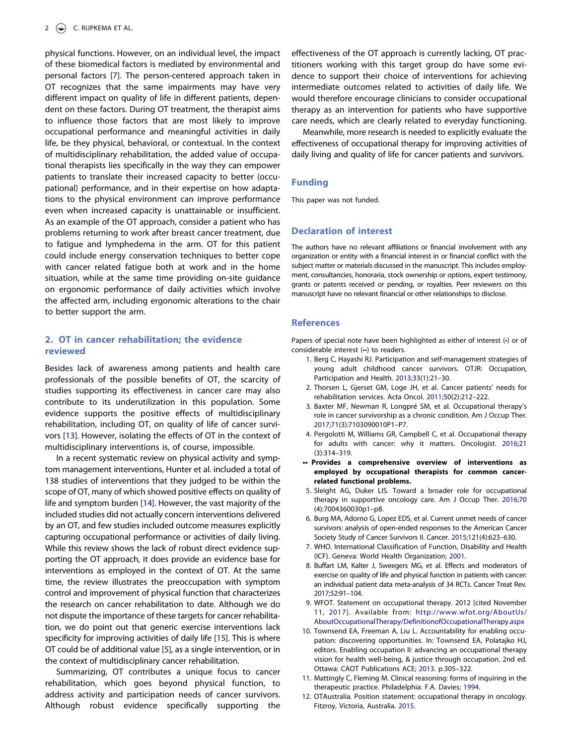physical functions. However, on an individual level, the impact of these biomedical factors is mediated by environmental and personal factors [7]. The person-centered approach taken in OT recognizes that the same impairments may have very different impact on quality of life in different patients, dependent on these factors. During OT treatment, the therapist aims to influence those factors that are most likely to improve occupational performance and meaningful activities in daily life, be they physical, behavioral, or contextual. In the context of multidisciplinary rehabilitation, the added value of occupational therapists lies specifically in the way they can empower patients to translate their increased capacity to better (occupational) performance, and in their expertise on how adaptations to the physical environment can improve performance even when increased capacity is unattainable or insufficient. As an example of the OT approach, consider a patient who has problems returning to work after breast cancer treatment, due to fatigue and lymphedema in the arm. OT for this patient could include energy conservation techniques to better cope with cancer related fatigue both at work and in the home situation, while at the same time providing on-site guidance on ergonomic performance of daily activities which involve the affected arm, including ergonomic alterations to the chair to better support the arm.

## 2. OT in cancer rehabilitation; the evidence reviewed

Besides lack of awareness among patients and health care professionals of the possible benefits of OT, the scarcity of studies supporting its effectiveness in cancer care may also contribute to its underutilization in this population. Some evidence supports the positive effects of multidisciplinary rehabilitation, including OT, on quality of life of cancer survivors [13]. However, isolating the effects of OT in the context of multidisciplinary interventions is, of course, impossible.

In a recent systematic review on physical activity and symptom management interventions, Hunter et al. included a total of 138 studies of interventions that they judged to be within the scope of OT, many of which showed positive effects on quality of life and symptom burden [14]. However, the vast majority of the included studies did not actually concern interventions delivered by an OT, and few studies included outcome measures explicitly capturing occupational performance or activities of daily living. While this review shows the lack of robust direct evidence supporting the OT approach, it does provide an evidence base for interventions as employed in the context of OT. At the same time, the review illustrates the preoccupation with symptom control and improvement of physical function that characterizes the research on cancer rehabilitation to date. Although we do not dispute the importance of these targets for cancer rehabilitation, we do point out that generic exercise interventions lack specificity for improving activities of daily life [15]. This is where OT could be of additional value [5], as a single intervention, or in the context of multidisciplinary cancer rehabilitation.

Summarizing, OT contributes a unique focus to cancer rehabilitation, which goes beyond physical function, to address activity and participation needs of cancer survivors. Although robust evidence specifically supporting the effectiveness of the OT approach is currently lacking, OT practitioners working with this target group do have some evidence to support their choice of interventions for achieving intermediate outcomes related to activities of daily life. We would therefore encourage clinicians to consider occupational therapy as an intervention for patients who have supportive care needs, which are clearly related to everyday functioning.

Meanwhile, more research is needed to explicitly evaluate the effectiveness of occupational therapy for improving activities of daily living and quality of life for cancer patients and survivors.

## Funding

This paper was not funded.

## Declaration of interest

The authors have no relevant affiliations or financial involvement with any organization or entity with a financial interest in or financial conflict with the subject matter or materials discussed in the manuscript. This includes employment, consultancies, honoraria, stock ownership or options, expert testimony, grants or patents received or pending, or royalties. Peer reviewers on this manuscript have no relevant financial or other relationships to disclose.

## References

Papers of special note have been highlighted as either of interest (•) or of considerable interest (••) to readers.

1. Berg C, Hayashi RJ. Participation and self-management strategies of young adult childhood cancer survivors. OTJR: Occupation, Participation and Health. 2013;33(1):21–30.
2. Thorsen L, Gjerset GM, Loge JH, et al. Cancer patients' needs for rehabilitation services. Acta Oncol. 2011;50(2):212–222.
3. Baxter MF, Newman R, Longpré SM, et al. Occupational therapy's role in cancer survivorship as a chronic condition. Am J Occup Ther. 2017;71(3):7103090010P1–P7.
4. Pergolotti M, Williams GR, Campbell C, et al. Occupational therapy for adults with cancer: why it matters. Oncologist. 2016;21(3):314–319.
   - **•• Provides a comprehensive overview of interventions as employed by occupational therapists for common cancer-related functional problems.**
5. Sleight AG, Duker LIS. Toward a broader role for occupational therapy in supportive oncology care. Am J Occup Ther. 2016;70(4):7004360030p1–p8.
6. Burg MA, Adorno G, Lopez EDS, et al. Current unmet needs of cancer survivors: analysis of open-ended responses to the American Cancer Society Study of Cancer Survivors II. Cancer. 2015;121(4):623–630.
7. WHO. International Classification of Function, Disability and Health (ICF). Geneva: World Health Organization; 2001.
8. Buffart LM, Kalter J, Sweegers MG, et al. Effects and moderators of exercise on quality of life and physical function in patients with cancer: an individual patient data meta-analysis of 34 RCTs. Cancer Treat Rev. 2017;52:91–104.
9. WFOT. Statement on occupational therapy. 2012 [cited November 11, 2017]. Available from: http://www.wfot.org/AboutUs/AboutOccupationalTherapy/DefinitionofOccupationalTherapy.aspx
10. Townsend EA, Freeman A, Liu L. Accountability for enabling occupation: discovering opportunities. In: Townsend EA, Polatajko HJ, editors. Enabling occupation II: advancing an occupational therapy vision for health well-being, & justice through occupation. 2nd ed. Ottawa: CAOT Publications ACE; 2013. p.305–322.
11. Mattingly C, Fleming M. Clinical reasoning: forms of inquiring in the therapeutic practice. Philadelphia: F.A. Davies; 1994.
12. OTAustralia. Position statement: occupational therapy in oncology. Fitzroy, Victoria, Australia. 2015.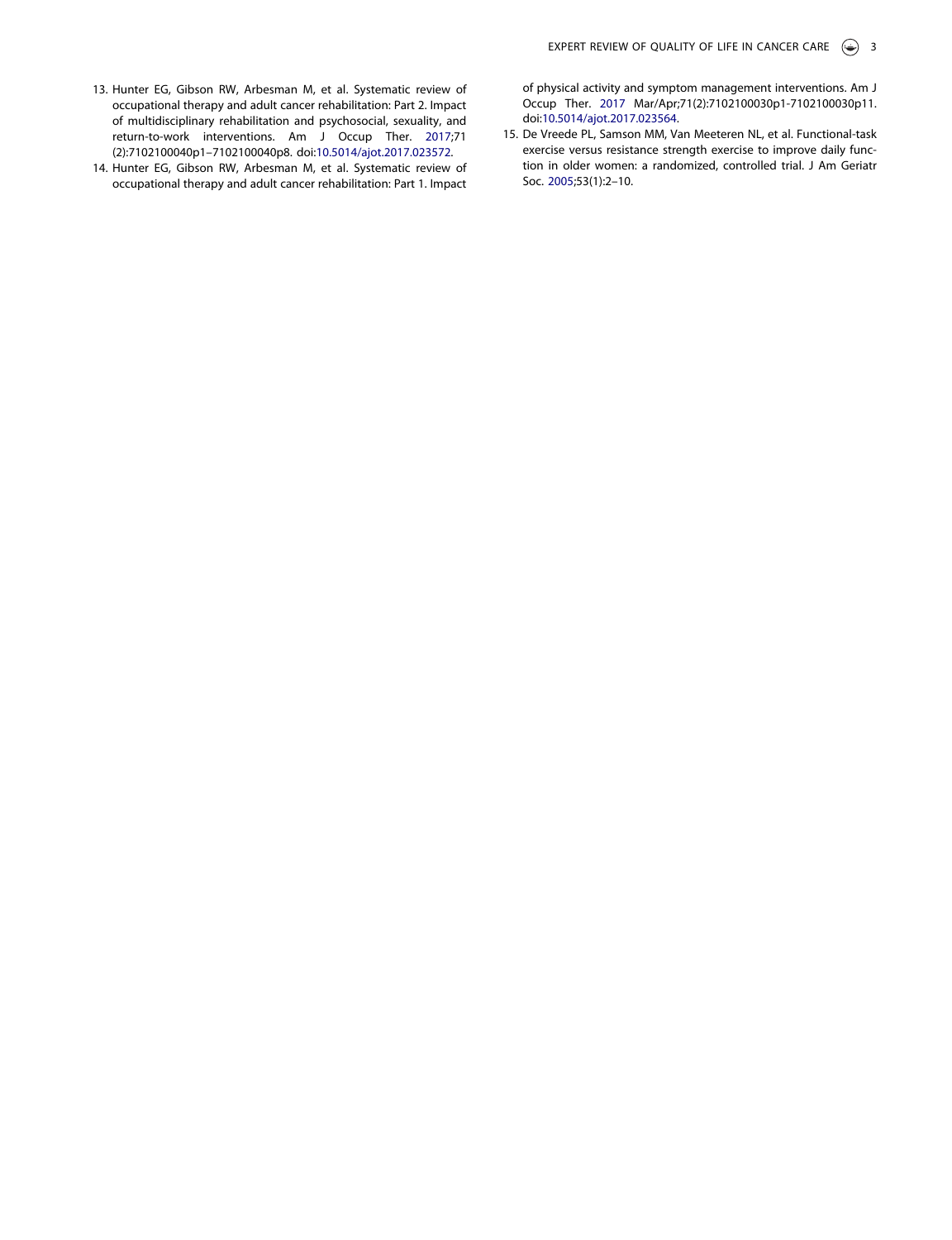13. Hunter EG, Gibson RW, Arbesman M, et al. Systematic review of occupational therapy and adult cancer rehabilitation: Part 2. Impact of multidisciplinary rehabilitation and psychosocial, sexuality, and return-to-work interventions. Am J Occup Ther. 2017;71(2):7102100040p1–7102100040p8. doi:10.5014/ajot.2017.023572.
14. Hunter EG, Gibson RW, Arbesman M, et al. Systematic review of occupational therapy and adult cancer rehabilitation: Part 1. Impact of physical activity and symptom management interventions. Am J Occup Ther. 2017 Mar/Apr;71(2):7102100030p1-7102100030p11. doi:10.5014/ajot.2017.023564.
15. De Vreede PL, Samson MM, Van Meeteren NL, et al. Functional-task exercise versus resistance strength exercise to improve daily function in older women: a randomized, controlled trial. J Am Geriatr Soc. 2005;53(1):2–10.